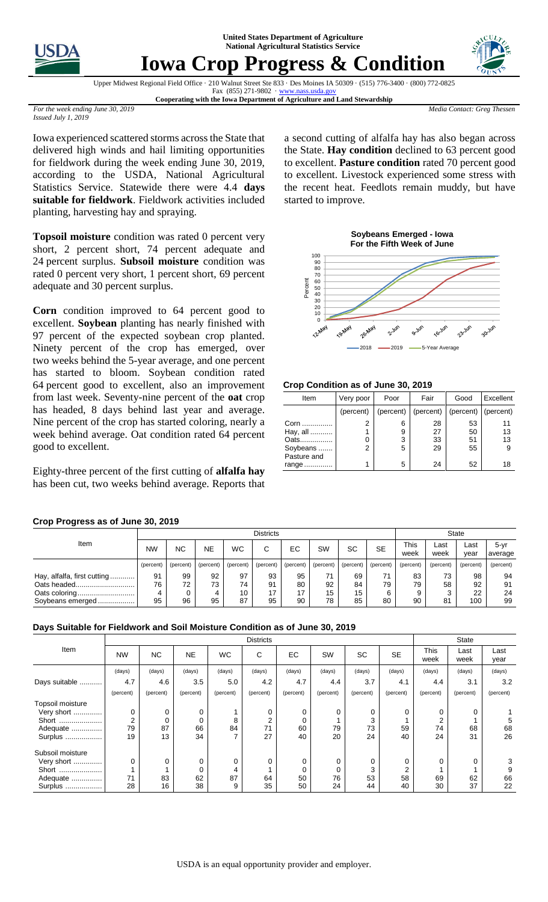**United States Department of Agriculture**
**National Agricultural Statistics Service**

# Iowa Crop Progress & Condition

Upper Midwest Regional Field Office · 210 Walnut Street Ste 833 · Des Moines IA 50309 · (515) 776-3400 · (800) 772-0825
Fax (855) 271-9802 · www.nass.usda.gov
**Cooperating with the Iowa Department of Agriculture and Land Stewardship**

*For the week ending June 30, 2019*
*Issued July 1, 2019*

*Media Contact: Greg Thessen*

Iowa experienced scattered storms across the State that delivered high winds and hail limiting opportunities for fieldwork during the week ending June 30, 2019, according to the USDA, National Agricultural Statistics Service. Statewide there were 4.4 **days suitable for fieldwork**. Fieldwork activities included planting, harvesting hay and spraying.

**Topsoil moisture** condition was rated 0 percent very short, 2 percent short, 74 percent adequate and 24 percent surplus. **Subsoil moisture** condition was rated 0 percent very short, 1 percent short, 69 percent adequate and 30 percent surplus.

**Corn** condition improved to 64 percent good to excellent. **Soybean** planting has nearly finished with 97 percent of the expected soybean crop planted. Ninety percent of the crop has emerged, over two weeks behind the 5-year average, and one percent has started to bloom. Soybean condition rated 64 percent good to excellent, also an improvement from last week. Seventy-nine percent of the **oat** crop has headed, 8 days behind last year and average. Nine percent of the crop has started coloring, nearly a week behind average. Oat condition rated 64 percent good to excellent.

Eighty-three percent of the first cutting of **alfalfa hay** has been cut, two weeks behind average. Reports that a second cutting of alfalfa hay has also began across the State. **Hay condition** declined to 63 percent good to excellent. **Pasture condition** rated 70 percent good to excellent. Livestock experienced some stress with the recent heat. Feedlots remain muddy, but have started to improve.

**Soybeans Emerged - Iowa**
**For the Fifth Week of June**

### Crop Condition as of June 30, 2019

| Item | Very poor | Poor | Fair | Good | Excellent |
|---|---|---|---|---|---|
| | (percent) | (percent) | (percent) | (percent) | (percent) |
| Corn | 2 | 6 | 28 | 53 | 11 |
| Hay, all | 1 | 9 | 27 | 50 | 13 |
| Oats | 0 | 3 | 33 | 51 | 13 |
| Soybeans | 2 | 5 | 29 | 55 | 9 |
| Pasture and range | 1 | 5 | 24 | 52 | 18 |

### Crop Progress as of June 30, 2019

| Item | Districts | | | | | | | | | State | | | |
|---|---|---|---|---|---|---|---|---|---|---|---|---|---|
| | NW | NC | NE | WC | C | EC | SW | SC | SE | This week | Last week | Last year | 5-yr average |
| | (percent) | (percent) | (percent) | (percent) | (percent) | (percent) | (percent) | (percent) | (percent) | (percent) | (percent) | (percent) | (percent) |
| Hay, alfalfa, first cutting | 91 | 99 | 92 | 97 | 93 | 95 | 71 | 69 | 71 | 83 | 73 | 98 | 94 |
| Oats headed | 76 | 72 | 73 | 74 | 91 | 80 | 92 | 84 | 79 | 79 | 58 | 92 | 91 |
| Oats coloring | 4 | 0 | 4 | 10 | 17 | 17 | 15 | 15 | 6 | 9 | 3 | 22 | 24 |
| Soybeans emerged | 95 | 96 | 95 | 87 | 95 | 90 | 78 | 85 | 80 | 90 | 81 | 100 | 99 |

### Days Suitable for Fieldwork and Soil Moisture Condition as of June 30, 2019

| Item | Districts | | | | | | | | | State | | |
|---|---|---|---|---|---|---|---|---|---|---|---|---|
| | NW | NC | NE | WC | C | EC | SW | SC | SE | This week | Last week | Last year |
| | (days) | (days) | (days) | (days) | (days) | (days) | (days) | (days) | (days) | (days) | (days) | (days) |
| Days suitable | 4.7 | 4.6 | 3.5 | 5.0 | 4.2 | 4.7 | 4.4 | 3.7 | 4.1 | 4.4 | 3.1 | 3.2 |
| | (percent) | (percent) | (percent) | (percent) | (percent) | (percent) | (percent) | (percent) | (percent) | (percent) | (percent) | (percent) |
| Topsoil moisture | | | | | | | | | | | | |
| Very short | 0 | 0 | 0 | 1 | 0 | 0 | 0 | 0 | 0 | 0 | 0 | 1 |
| Short | 2 | 0 | 0 | 8 | 2 | 0 | 1 | 3 | 1 | 2 | 1 | 5 |
| Adequate | 79 | 87 | 66 | 84 | 71 | 60 | 79 | 73 | 59 | 74 | 68 | 68 |
| Surplus | 19 | 13 | 34 | 7 | 27 | 40 | 20 | 24 | 40 | 24 | 31 | 26 |
| Subsoil moisture | | | | | | | | | | | | |
| Very short | 0 | 0 | 0 | 0 | 0 | 0 | 0 | 0 | 0 | 0 | 0 | 3 |
| Short | 1 | 1 | 0 | 4 | 1 | 0 | 0 | 3 | 2 | 1 | 1 | 9 |
| Adequate | 71 | 83 | 62 | 87 | 64 | 50 | 76 | 53 | 58 | 69 | 62 | 66 |
| Surplus | 28 | 16 | 38 | 9 | 35 | 50 | 24 | 44 | 40 | 30 | 37 | 22 |

USDA is an equal opportunity provider and employer.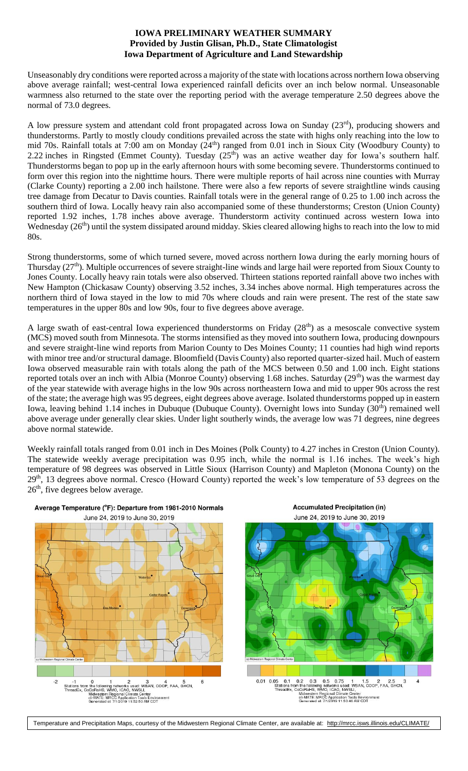# IOWA PRELIMINARY WEATHER SUMMARY

**Provided by Justin Glisan, Ph.D., State Climatologist**
**Iowa Department of Agriculture and Land Stewardship**

Unseasonably dry conditions were reported across a majority of the state with locations across northern Iowa observing above average rainfall; west-central Iowa experienced rainfall deficits over an inch below normal. Unseasonable warmness also returned to the state over the reporting period with the average temperature 2.50 degrees above the normal of 73.0 degrees.

A low pressure system and attendant cold front propagated across Iowa on Sunday (23rd), producing showers and thunderstorms. Partly to mostly cloudy conditions prevailed across the state with highs only reaching into the low to mid 70s. Rainfall totals at 7:00 am on Monday (24th) ranged from 0.01 inch in Sioux City (Woodbury County) to 2.22 inches in Ringsted (Emmet County). Tuesday (25th) was an active weather day for Iowa's southern half. Thunderstorms began to pop up in the early afternoon hours with some becoming severe. Thunderstorms continued to form over this region into the nighttime hours. There were multiple reports of hail across nine counties with Murray (Clarke County) reporting a 2.00 inch hailstone. There were also a few reports of severe straightline winds causing tree damage from Decatur to Davis counties. Rainfall totals were in the general range of 0.25 to 1.00 inch across the southern third of Iowa. Locally heavy rain also accompanied some of these thunderstorms; Creston (Union County) reported 1.92 inches, 1.78 inches above average. Thunderstorm activity continued across western Iowa into Wednesday (26th) until the system dissipated around midday. Skies cleared allowing highs to reach into the low to mid 80s.

Strong thunderstorms, some of which turned severe, moved across northern Iowa during the early morning hours of Thursday (27th). Multiple occurrences of severe straight-line winds and large hail were reported from Sioux County to Jones County. Locally heavy rain totals were also observed. Thirteen stations reported rainfall above two inches with New Hampton (Chickasaw County) observing 3.52 inches, 3.34 inches above normal. High temperatures across the northern third of Iowa stayed in the low to mid 70s where clouds and rain were present. The rest of the state saw temperatures in the upper 80s and low 90s, four to five degrees above average.

A large swath of east-central Iowa experienced thunderstorms on Friday (28th) as a mesoscale convective system (MCS) moved south from Minnesota. The storms intensified as they moved into southern Iowa, producing downpours and severe straight-line wind reports from Marion County to Des Moines County; 11 counties had high wind reports with minor tree and/or structural damage. Bloomfield (Davis County) also reported quarter-sized hail. Much of eastern Iowa observed measurable rain with totals along the path of the MCS between 0.50 and 1.00 inch. Eight stations reported totals over an inch with Albia (Monroe County) observing 1.68 inches. Saturday (29th) was the warmest day of the year statewide with average highs in the low 90s across northeastern Iowa and mid to upper 90s across the rest of the state; the average high was 95 degrees, eight degrees above average. Isolated thunderstorms popped up in eastern Iowa, leaving behind 1.14 inches in Dubuque (Dubuque County). Overnight lows into Sunday (30th) remained well above average under generally clear skies. Under light southerly winds, the average low was 71 degrees, nine degrees above normal statewide.

Weekly rainfall totals ranged from 0.01 inch in Des Moines (Polk County) to 4.27 inches in Creston (Union County). The statewide weekly average precipitation was 0.95 inch, while the normal is 1.16 inches. The week's high temperature of 98 degrees was observed in Little Sioux (Harrison County) and Mapleton (Monona County) on the 29th, 13 degrees above normal. Cresco (Howard County) reported the week's low temperature of 53 degrees on the 26th, five degrees below average.

**Average Temperature (°F): Departure from 1981-2010 Normals**
June 24, 2019 to June 30, 2019

Sioux City, Waterloo, Cedar Rapids, Des Moines, Davenport

(c) Midwestern Regional Climate Center

-2 -1 0 1 2 3 4 5 6

Stations from the following networks used: WBAN, COOP, FAA, GHCN, ThreadEx, CoCoRaHS, WMO, ICAO, NWSLI.
Midwestern Regional Climate Center
cli-MATE: MRCC Application Tools Environment
Generated at: 7/1/2019 11:52:50 AM CDT

**Accumulated Precipitation (in)**
June 24, 2019 to June 30, 2019

Sioux City, Waterloo, Cedar Rapids, Des Moines, Davenport

(c) Midwestern Regional Climate Center

0.01 0.05 0.1 0.2 0.3 0.5 0.75 1 1.5 2 2.5 3 4

Stations from the following networks used: WBAN, COOP, FAA, GHCN, ThreadEx, CoCoRaHS, WMO, ICAO, NWSLI.
Midwestern Regional Climate Center
cli-MATE: MRCC Application Tools Environment
Generated at: 7/1/2019 11:50:46 AM CDT

Temperature and Precipitation Maps, courtesy of the Midwestern Regional Climate Center, are available at: http://mrcc.isws.illinois.edu/CLIMATE/